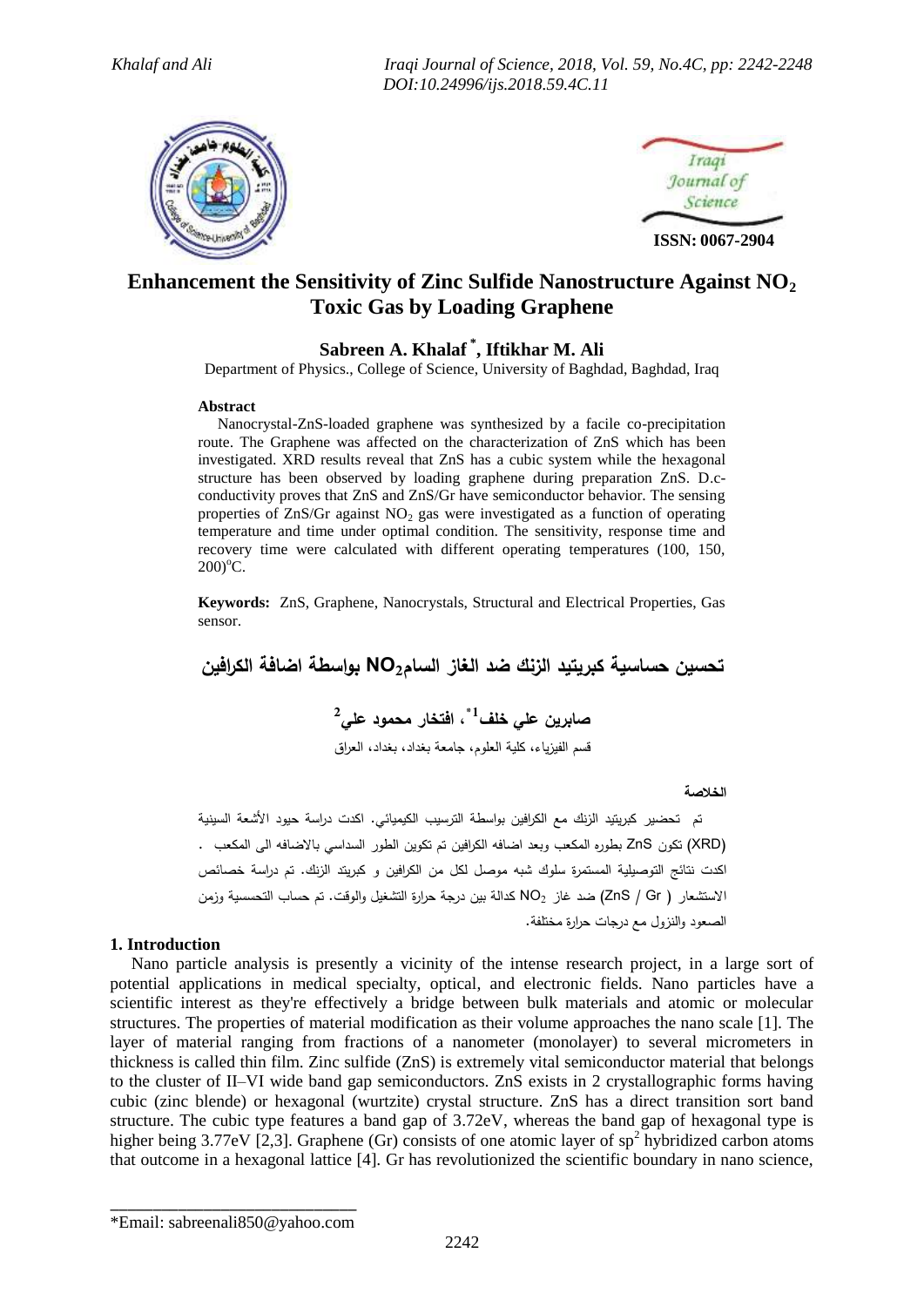# Enhancement the Sensitivity of Zinc Sulfide Nanostructure Against $NO_2$ Toxic Gas by Loading Graphene

**Sabreen A. Khalaf [*], Iftikhar M. Ali**

Department of Physics., College of Science, University of Baghdad, Baghdad, Iraq

#### Abstract

Nanocrystal-ZnS-loaded graphene was synthesized by a facile co-precipitation route. The Graphene was affected on the characterization of ZnS which has been investigated. XRD results reveal that ZnS has a cubic system while the hexagonal structure has been observed by loading graphene during preparation ZnS. D.c-conductivity proves that ZnS and ZnS/Gr have semiconductor behavior. The sensing properties of ZnS/Gr against $NO_2$ gas were investigated as a function of operating temperature and time under optimal condition. The sensitivity, response time and recovery time were calculated with different operating temperatures (100, 150, 200)°C.

**Keywords:** ZnS, Graphene, Nanocrystals, Structural and Electrical Properties, Gas sensor.

# تحسين حساسية كبريتيد الزنك ضد الغاز السام$NO_2$ بواسطة اضافة الكرافين

**صابرين علي خلف[1*]، افتخار محمود علي[2]**

قسم الفيزياء، كلية العلوم، جامعة بغداد، بغداد، العراق

#### الخلاصة

تم تحضير كبريتيد الزنك مع الكرافين بواسطة الترسيب الكيميائي. اكدت دراسة حيود الأشعة السينية (XRD) تكون ZnS بطوره المكعب وبعد اضافه الكرافين تم تكوين الطور السداسي بالاضافه الى المكعب . اكدت نتائج التوصيلية المستمرة سلوك شبه موصل لكل من الكرافين و كبريتد الزنك. تم دراسة خصائص الاستشعار ( ZnS / Gr) ضد غاز $NO_2$ كدالة بين درجة حرارة التشغيل والوقت. تم حساب التحسسية وزمن الصعود والنزول مع درجات حرارة مختلفة.

## 1. Introduction

Nano particle analysis is presently a vicinity of the intense research project, in a large sort of potential applications in medical specialty, optical, and electronic fields. Nano particles have a scientific interest as they're effectively a bridge between bulk materials and atomic or molecular structures. The properties of material modification as their volume approaches the nano scale [1]. The layer of material ranging from fractions of a nanometer (monolayer) to several micrometers in thickness is called thin film. Zinc sulfide (ZnS) is extremely vital semiconductor material that belongs to the cluster of II–VI wide band gap semiconductors. ZnS exists in 2 crystallographic forms having cubic (zinc blende) or hexagonal (wurtzite) crystal structure. ZnS has a direct transition sort band structure. The cubic type features a band gap of 3.72eV, whereas the band gap of hexagonal type is higher being 3.77eV [2,3]. Graphene (Gr) consists of one atomic layer of $sp^2$ hybridized carbon atoms that outcome in a hexagonal lattice [4]. Gr has revolutionized the scientific boundary in nano science,

*Email: sabreenali850@yahoo.com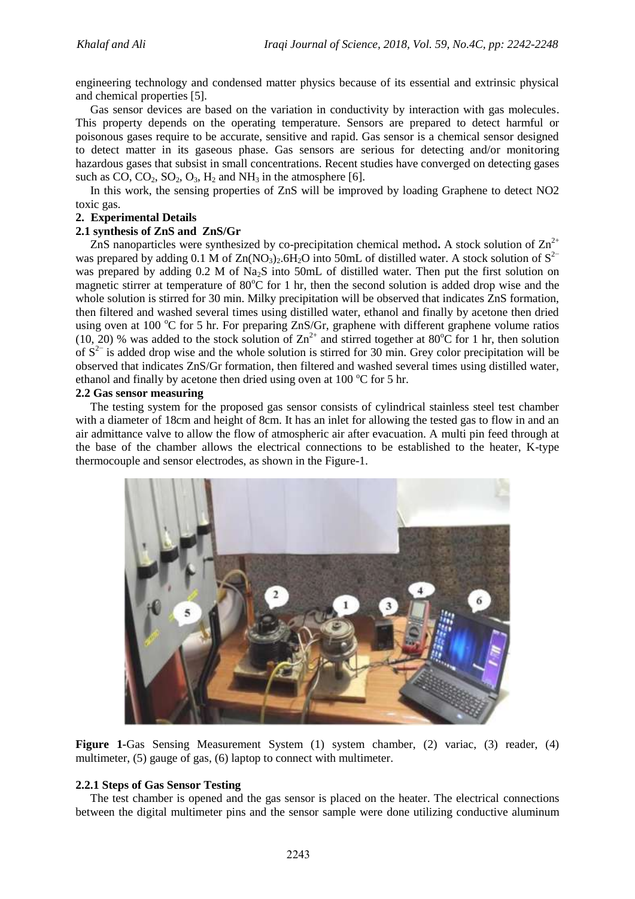engineering technology and condensed matter physics because of its essential and extrinsic physical and chemical properties [5].

Gas sensor devices are based on the variation in conductivity by interaction with gas molecules. This property depends on the operating temperature. Sensors are prepared to detect harmful or poisonous gases require to be accurate, sensitive and rapid. Gas sensor is a chemical sensor designed to detect matter in its gaseous phase. Gas sensors are serious for detecting and/or monitoring hazardous gases that subsist in small concentrations. Recent studies have converged on detecting gases such as CO, $CO_2$, $SO_2$, $O_3$, $H_2$ and $NH_3$ in the atmosphere [6].

In this work, the sensing properties of ZnS will be improved by loading Graphene to detect NO2 toxic gas.

## 2. Experimental Details

### 2.1 synthesis of ZnS and ZnS/Gr

ZnS nanoparticles were synthesized by co-precipitation chemical method**.** A stock solution of $Zn^{2+}$ was prepared by adding 0.1 M of $Zn(NO_3)_2.6H_2O$ into 50mL of distilled water. A stock solution of $S^{2-}$ was prepared by adding 0.2 M of $Na_2S$ into 50mL of distilled water. Then put the first solution on magnetic stirrer at temperature of 80$^o$C for 1 hr, then the second solution is added drop wise and the whole solution is stirred for 30 min. Milky precipitation will be observed that indicates ZnS formation, then filtered and washed several times using distilled water, ethanol and finally by acetone then dried using oven at 100 $^o$C for 5 hr. For preparing ZnS/Gr, graphene with different graphene volume ratios (10, 20) % was added to the stock solution of $Zn^{2+}$ and stirred together at 80$^o$C for 1 hr, then solution of $S^{2-}$ is added drop wise and the whole solution is stirred for 30 min. Grey color precipitation will be observed that indicates ZnS/Gr formation, then filtered and washed several times using distilled water, ethanol and finally by acetone then dried using oven at 100 $^o$C for 5 hr.

### 2.2 Gas sensor measuring

The testing system for the proposed gas sensor consists of cylindrical stainless steel test chamber with a diameter of 18cm and height of 8cm. It has an inlet for allowing the tested gas to flow in and an air admittance valve to allow the flow of atmospheric air after evacuation. A multi pin feed through at the base of the chamber allows the electrical connections to be established to the heater, K-type thermocouple and sensor electrodes, as shown in the Figure-1.

**Figure 1-**Gas Sensing Measurement System (1) system chamber, (2) variac, (3) reader, (4) multimeter, (5) gauge of gas, (6) laptop to connect with multimeter.

#### 2.2.1 Steps of Gas Sensor Testing

The test chamber is opened and the gas sensor is placed on the heater. The electrical connections between the digital multimeter pins and the sensor sample were done utilizing conductive aluminum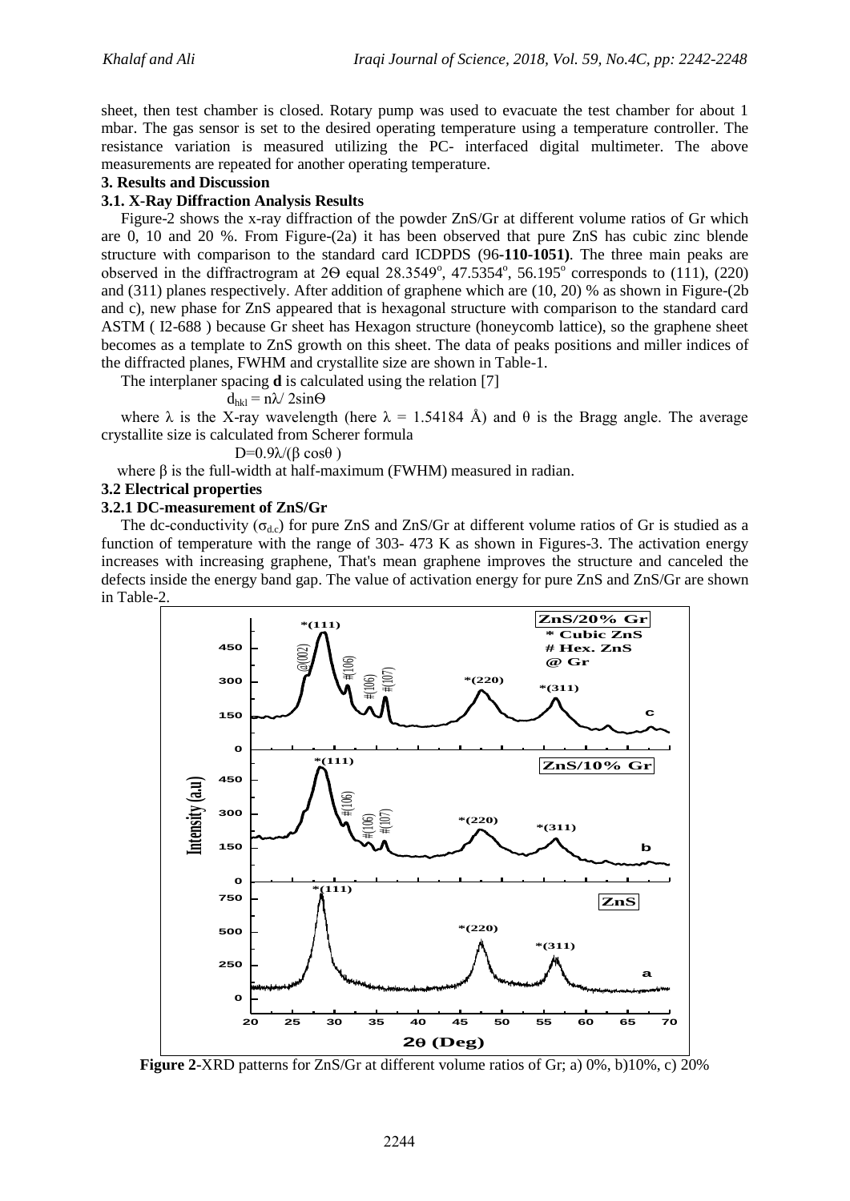sheet, then test chamber is closed. Rotary pump was used to evacuate the test chamber for about 1 mbar. The gas sensor is set to the desired operating temperature using a temperature controller. The resistance variation is measured utilizing the PC- interfaced digital multimeter. The above measurements are repeated for another operating temperature.

## 3. Results and Discussion

### 3.1. X-Ray Diffraction Analysis Results

Figure-2 shows the x-ray diffraction of the powder ZnS/Gr at different volume ratios of Gr which are 0, 10 and 20 %. From Figure-(2a) it has been observed that pure ZnS has cubic zinc blende structure with comparison to the standard card ICDPDS (96-**110-1051**). The three main peaks are observed in the diffractrogram at $2\Theta$ equal $28.3549^o$, $47.5354^o$, $56.195^o$ corresponds to (111), (220) and (311) planes respectively. After addition of graphene which are (10, 20) % as shown in Figure-(2b and c), new phase for ZnS appeared that is hexagonal structure with comparison to the standard card ASTM ( I2-688 ) because Gr sheet has Hexagon structure (honeycomb lattice), so the graphene sheet becomes as a template to ZnS growth on this sheet. The data of peaks positions and miller indices of the diffracted planes, FWHM and crystallite size are shown in Table-1.

The interplaner spacing **d** is calculated using the relation [7]

$$d_{hkl} = n\lambda / 2\sin\Theta$$

where $\lambda$ is the X-ray wavelength (here $\lambda$ = 1.54184 Å) and $\theta$ is the Bragg angle. The average crystallite size is calculated from Scherer formula

$$D=0.9\lambda/(\beta \cos\theta)$$

where $\beta$ is the full-width at half-maximum (FWHM) measured in radian.

### 3.2 Electrical properties

#### 3.2.1 DC-measurement of ZnS/Gr

The dc-conductivity ($\sigma_{d.c}$) for pure ZnS and ZnS/Gr at different volume ratios of Gr is studied as a function of temperature with the range of 303- 473 K as shown in Figures-3. The activation energy increases with increasing graphene, That's mean graphene improves the structure and canceled the defects inside the energy band gap. The value of activation energy for pure ZnS and ZnS/Gr are shown in Table-2.

**Figure 2**-XRD patterns for ZnS/Gr at different volume ratios of Gr; a) 0%, b)10%, c) 20%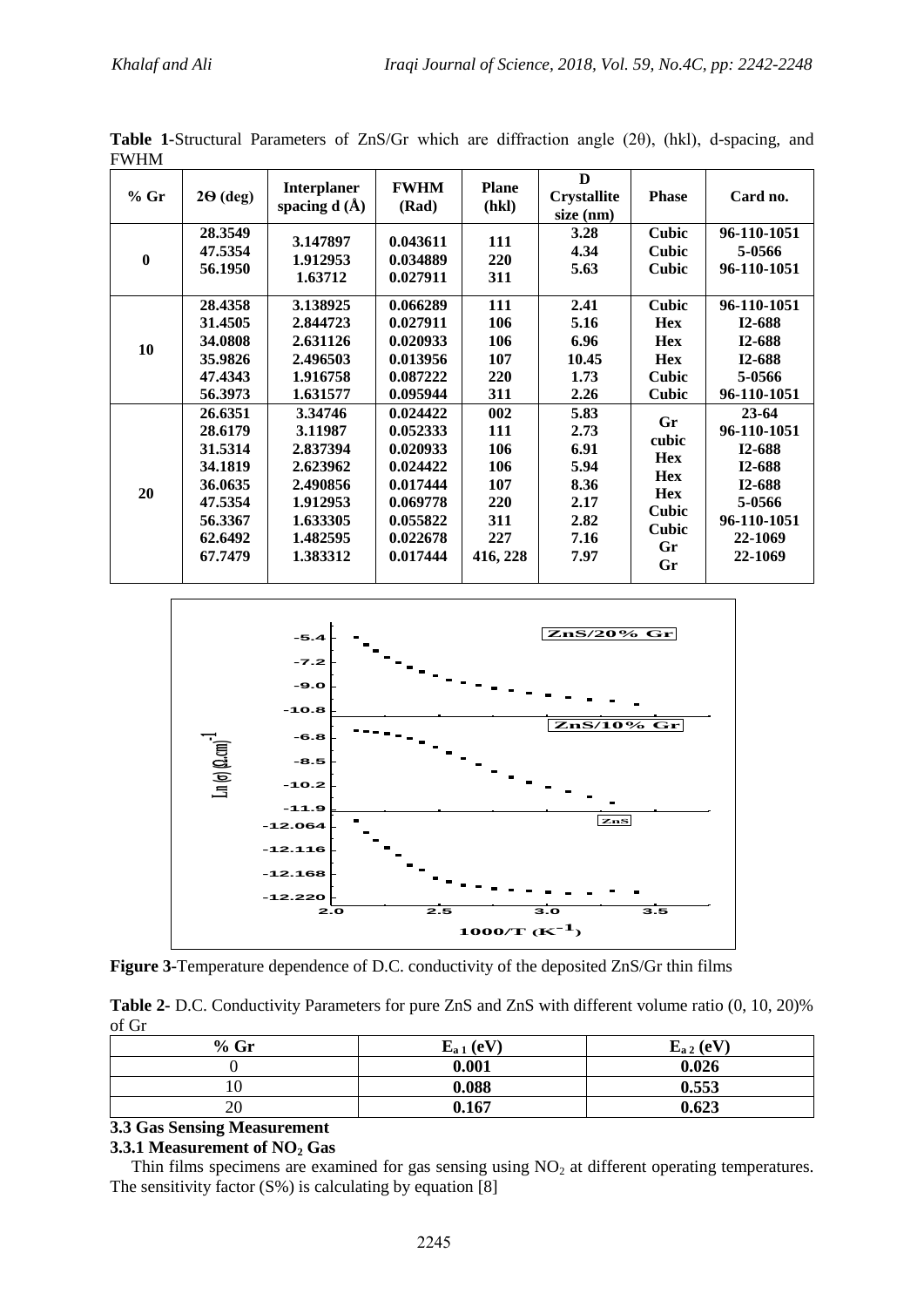**Table 1**-Structural Parameters of ZnS/Gr which are diffraction angle (2θ), (hkl), d-spacing, and FWHM

| % Gr | 2Θ (deg) | Interplaner spacing d (Å) | FWHM (Rad) | Plane (hkl) | D Crystallite size (nm) | Phase | Card no. |
|---|---|---|---|---|---|---|---|
| 0 | 28.3549<br>47.5354<br>56.1950 | 3.147897<br>1.912953<br>1.63712 | 0.043611<br>0.034889<br>0.027911 | 111<br>220<br>311 | 3.28<br>4.34<br>5.63 | Cubic<br>Cubic<br>Cubic | 96-110-1051<br>5-0566<br>96-110-1051 |
| 10 | 28.4358<br>31.4505<br>34.0808<br>35.9826<br>47.4343<br>56.3973 | 3.138925<br>2.844723<br>2.631126<br>2.496503<br>1.916758<br>1.631577 | 0.066289<br>0.027911<br>0.020933<br>0.013956<br>0.087222<br>0.095944 | 111<br>106<br>106<br>107<br>220<br>311 | 2.41<br>5.16<br>6.96<br>10.45<br>1.73<br>2.26 | Cubic<br>Hex<br>Hex<br>Hex<br>Cubic<br>Cubic | 96-110-1051<br>I2-688<br>I2-688<br>I2-688<br>5-0566<br>96-110-1051 |
| 20 | 26.6351<br>28.6179<br>31.5314<br>34.1819<br>36.0635<br>47.5354<br>56.3367<br>62.6492<br>67.7479 | 3.34746<br>3.11987<br>2.837394<br>2.623962<br>2.490856<br>1.912953<br>1.633305<br>1.482595<br>1.383312 | 0.024422<br>0.052333<br>0.020933<br>0.024422<br>0.017444<br>0.069778<br>0.055822<br>0.022678<br>0.017444 | 002<br>111<br>106<br>106<br>107<br>220<br>311<br>227<br>416, 228 | 5.83<br>2.73<br>6.91<br>5.94<br>8.36<br>2.17<br>2.82<br>7.16<br>7.97 | Gr<br>cubic<br>Hex<br>Hex<br>Hex<br>Cubic<br>Cubic<br>Gr<br>Gr | 23-64<br>96-110-1051<br>I2-688<br>I2-688<br>I2-688<br>5-0566<br>96-110-1051<br>22-1069<br>22-1069 |

**Figure 3**-Temperature dependence of D.C. conductivity of the deposited ZnS/Gr thin films

**Table 2**- D.C. Conductivity Parameters for pure ZnS and ZnS with different volume ratio (0, 10, 20)% of Gr

| % Gr | $E_{a1}$ (eV) | $E_{a2}$ (eV) |
|---|---|---|
| 0 | 0.001 | 0.026 |
| 10 | 0.088 | 0.553 |
| 20 | 0.167 | 0.623 |

### 3.3 Gas Sensing Measurement

#### 3.3.1 Measurement of $NO_2$ Gas

Thin films specimens are examined for gas sensing using $NO_2$ at different operating temperatures. The sensitivity factor (S%) is calculating by equation [8]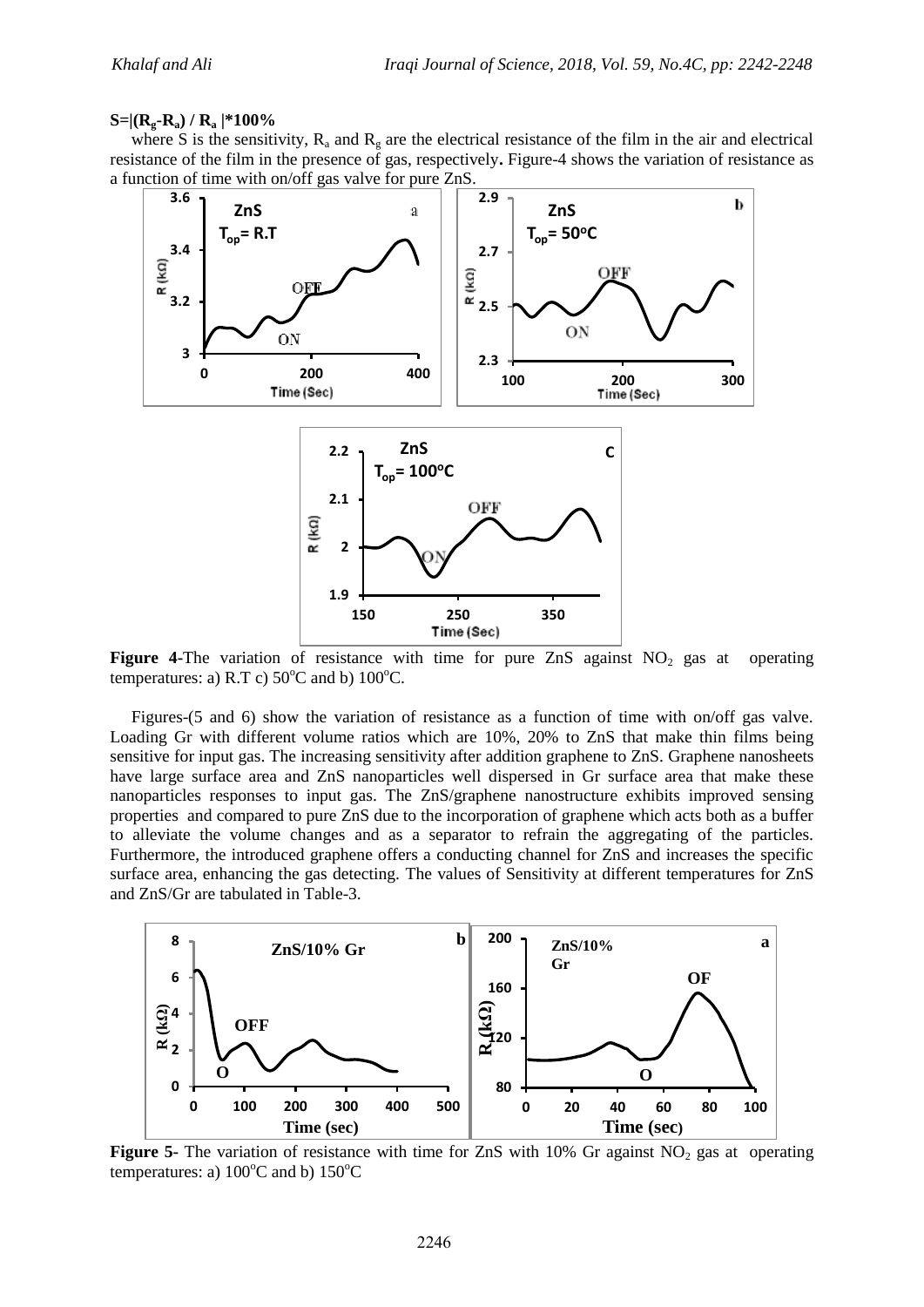**$S=|(R_g-R_a) / R_a|*100\%$**

where S is the sensitivity, $R_a$ and $R_g$ are the electrical resistance of the film in the air and electrical resistance of the film in the presence of gas, respectively**.** Figure-4 shows the variation of resistance as a function of time with on/off gas valve for pure ZnS.

**Figure 4-**The variation of resistance with time for pure ZnS against $NO_2$ gas at operating temperatures: a) R.T c) $50^oC$ and b) $100^oC$.

Figures-(5 and 6) show the variation of resistance as a function of time with on/off gas valve. Loading Gr with different volume ratios which are 10%, 20% to ZnS that make thin films being sensitive for input gas. The increasing sensitivity after addition graphene to ZnS. Graphene nanosheets have large surface area and ZnS nanoparticles well dispersed in Gr surface area that make these nanoparticles responses to input gas. The ZnS/graphene nanostructure exhibits improved sensing properties and compared to pure ZnS due to the incorporation of graphene which acts both as a buffer to alleviate the volume changes and as a separator to refrain the aggregating of the particles. Furthermore, the introduced graphene offers a conducting channel for ZnS and increases the specific surface area, enhancing the gas detecting. The values of Sensitivity at different temperatures for ZnS and ZnS/Gr are tabulated in Table-3.

**Figure 5-** The variation of resistance with time for ZnS with 10% Gr against $NO_2$ gas at operating temperatures: a) $100^oC$ and b) $150^oC$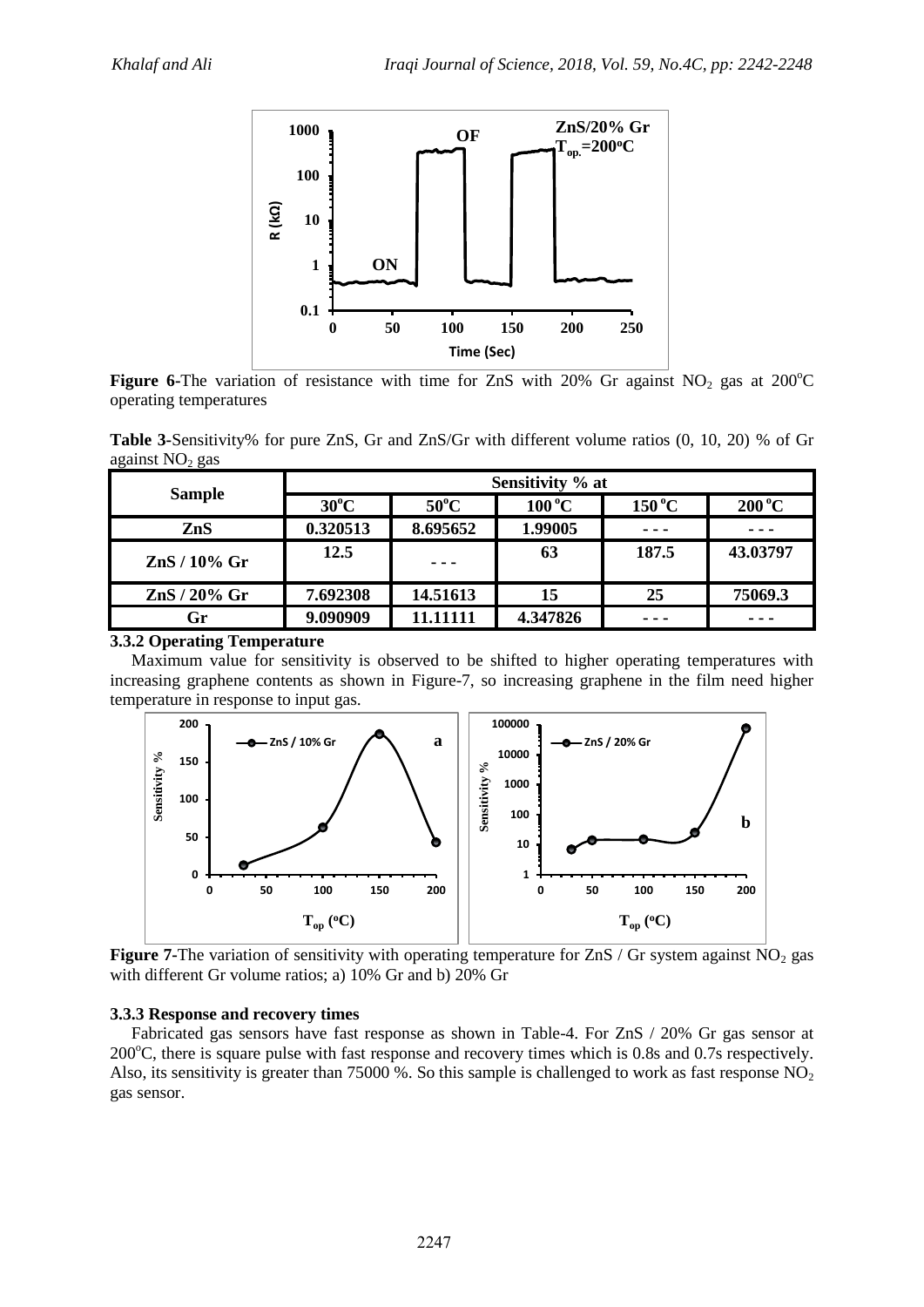**Figure 6-**The variation of resistance with time for ZnS with 20% Gr against $NO_2$ gas at 200°C operating temperatures

**Table 3-**Sensitivity% for pure ZnS, Gr and ZnS/Gr with different volume ratios (0, 10, 20) % of Gr against $NO_2$ gas

| Sample | Sensitivity % at | | | | |
|---|---|---|---|---|---|
| | 30°C | 50°C | 100 °C | 150 °C | 200 °C |
| ZnS | 0.320513 | 8.695652 | 1.99005 | - - - | - - - |
| ZnS / 10% Gr | 12.5 | - - - | 63 | 187.5 | 43.03797 |
| ZnS / 20% Gr | 7.692308 | 14.51613 | 15 | 25 | 75069.3 |
| Gr | 9.090909 | 11.11111 | 4.347826 | - - - | - - - |

### 3.3.2 Operating Temperature

Maximum value for sensitivity is observed to be shifted to higher operating temperatures with increasing graphene contents as shown in Figure-7, so increasing graphene in the film need higher temperature in response to input gas.

**Figure 7-**The variation of sensitivity with operating temperature for ZnS / Gr system against $NO_2$ gas with different Gr volume ratios; a) 10% Gr and b) 20% Gr

### 3.3.3 Response and recovery times

Fabricated gas sensors have fast response as shown in Table-4. For ZnS / 20% Gr gas sensor at 200°C, there is square pulse with fast response and recovery times which is 0.8s and 0.7s respectively. Also, its sensitivity is greater than 75000 %. So this sample is challenged to work as fast response $NO_2$ gas sensor.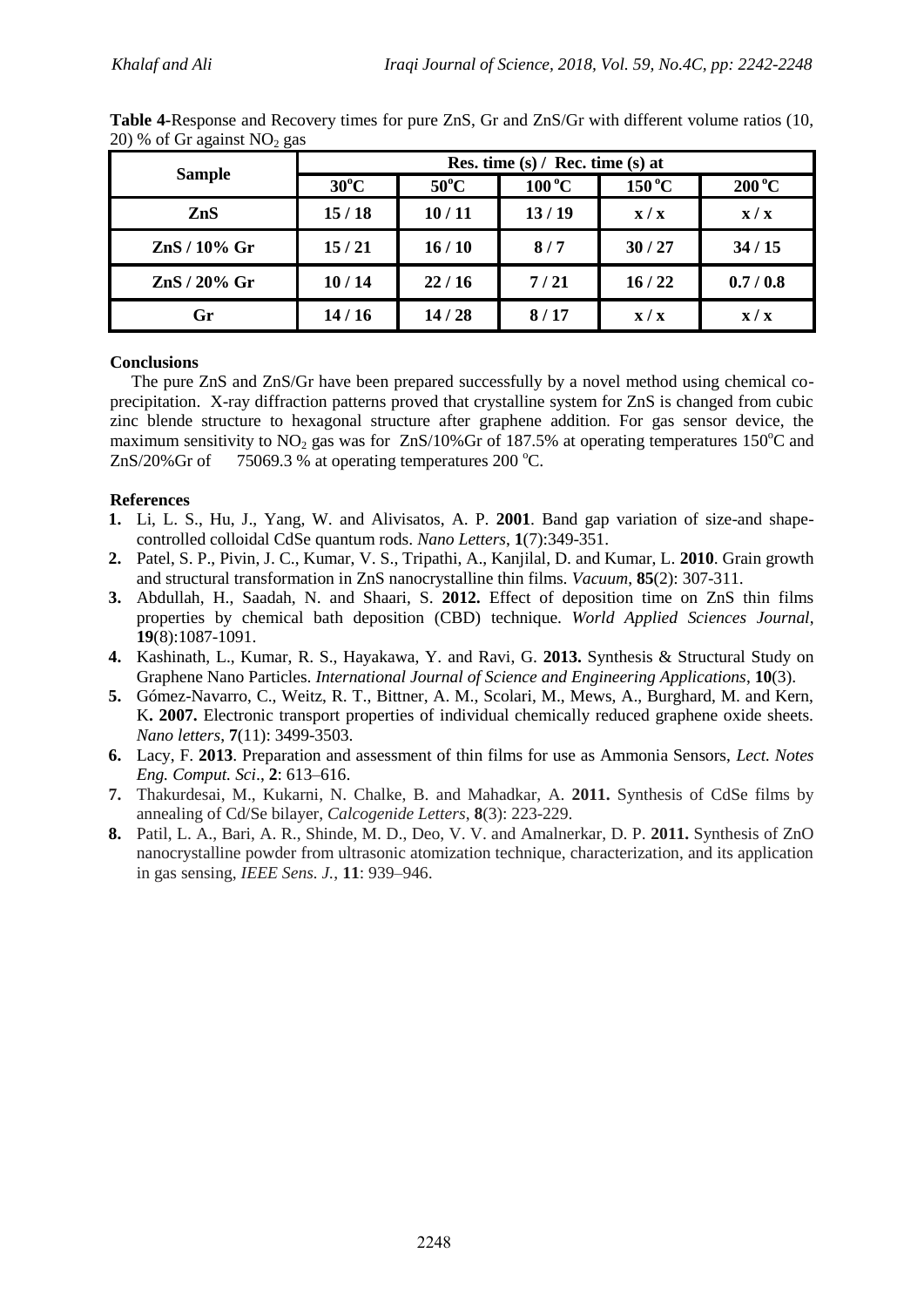**Table 4**-Response and Recovery times for pure ZnS, Gr and ZnS/Gr with different volume ratios (10, 20) % of Gr against $NO_2$ gas

| Sample | Res. time (s) / Rec. time (s) at | | | | |
|---|---|---|---|---|---|
| | 30°C | 50°C | 100 °C | 150 °C | 200 °C |
| **ZnS** | 15 / 18 | 10 / 11 | 13 / 19 | x / x | x / x |
| **ZnS / 10% Gr** | 15 / 21 | 16 / 10 | 8 / 7 | 30 / 27 | 34 / 15 |
| **ZnS / 20% Gr** | 10 / 14 | 22 / 16 | 7 / 21 | 16 / 22 | 0.7 / 0.8 |
| **Gr** | 14 / 16 | 14 / 28 | 8 / 17 | x / x | x / x |

## Conclusions

The pure ZnS and ZnS/Gr have been prepared successfully by a novel method using chemical co-precipitation. X-ray diffraction patterns proved that crystalline system for ZnS is changed from cubic zinc blende structure to hexagonal structure after graphene addition. For gas sensor device, the maximum sensitivity to $NO_2$ gas was for ZnS/10%Gr of 187.5% at operating temperatures 150°C and ZnS/20%Gr of 75069.3 % at operating temperatures 200 °C.

## References

1. Li, L. S., Hu, J., Yang, W. and Alivisatos, A. P. **2001**. Band gap variation of size-and shape-controlled colloidal CdSe quantum rods. *Nano Letters*, **1**(7):349-351.
2. Patel, S. P., Pivin, J. C., Kumar, V. S., Tripathi, A., Kanjilal, D. and Kumar, L. **2010**. Grain growth and structural transformation in ZnS nanocrystalline thin films. *Vacuum*, **85**(2): 307-311.
3. Abdullah, H., Saadah, N. and Shaari, S. **2012.** Effect of deposition time on ZnS thin films properties by chemical bath deposition (CBD) technique. *World Applied Sciences Journal*, **19**(8):1087-1091.
4. Kashinath, L., Kumar, R. S., Hayakawa, Y. and Ravi, G. **2013.** Synthesis & Structural Study on Graphene Nano Particles. *International Journal of Science and Engineering Applications*, **10**(3).
5. Gómez-Navarro, C., Weitz, R. T., Bittner, A. M., Scolari, M., Mews, A., Burghard, M. and Kern, K**. 2007.** Electronic transport properties of individual chemically reduced graphene oxide sheets. *Nano letters*, **7**(11): 3499-3503.
6. Lacy, F. **2013**. Preparation and assessment of thin films for use as Ammonia Sensors, *Lect. Notes Eng. Comput. Sci*., **2**: 613–616.
7. Thakurdesai, M., Kukarni, N. Chalke, B. and Mahadkar, A. **2011.** Synthesis of CdSe films by annealing of Cd/Se bilayer, *Calcogenide Letters*, **8**(3): 223-229.
8. Patil, L. A., Bari, A. R., Shinde, M. D., Deo, V. V. and Amalnerkar, D. P. **2011.** Synthesis of ZnO nanocrystalline powder from ultrasonic atomization technique, characterization, and its application in gas sensing, *IEEE Sens. J.*, **11**: 939–946.